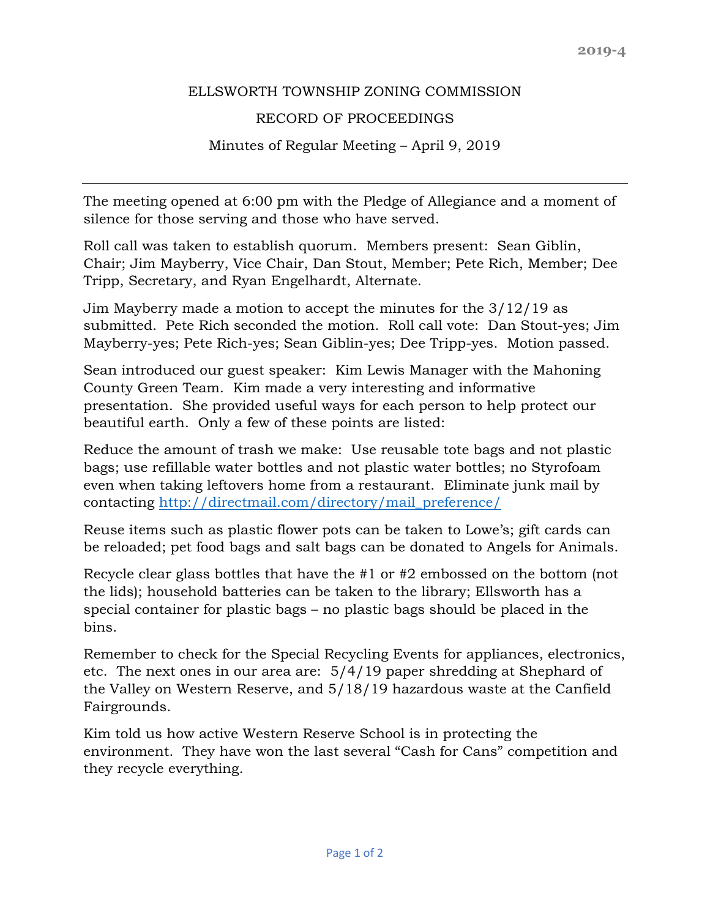2019-4

# ELLSWORTH TOWNSHIP ZONING COMMISSION

## RECORD OF PROCEEDINGS

### Minutes of Regular Meeting – April 9, 2019

---

The meeting opened at 6:00 pm with the Pledge of Allegiance and a moment of silence for those serving and those who have served.

Roll call was taken to establish quorum. Members present: Sean Giblin, Chair; Jim Mayberry, Vice Chair, Dan Stout, Member; Pete Rich, Member; Dee Tripp, Secretary, and Ryan Engelhardt, Alternate.

Jim Mayberry made a motion to accept the minutes for the 3/12/19 as submitted. Pete Rich seconded the motion. Roll call vote: Dan Stout-yes; Jim Mayberry-yes; Pete Rich-yes; Sean Giblin-yes; Dee Tripp-yes. Motion passed.

Sean introduced our guest speaker: Kim Lewis Manager with the Mahoning County Green Team. Kim made a very interesting and informative presentation. She provided useful ways for each person to help protect our beautiful earth. Only a few of these points are listed:

Reduce the amount of trash we make: Use reusable tote bags and not plastic bags; use refillable water bottles and not plastic water bottles; no Styrofoam even when taking leftovers home from a restaurant. Eliminate junk mail by contacting http://directmail.com/directory/mail_preference/

Reuse items such as plastic flower pots can be taken to Lowe's; gift cards can be reloaded; pet food bags and salt bags can be donated to Angels for Animals.

Recycle clear glass bottles that have the #1 or #2 embossed on the bottom (not the lids); household batteries can be taken to the library; Ellsworth has a special container for plastic bags – no plastic bags should be placed in the bins.

Remember to check for the Special Recycling Events for appliances, electronics, etc. The next ones in our area are: 5/4/19 paper shredding at Shephard of the Valley on Western Reserve, and 5/18/19 hazardous waste at the Canfield Fairgrounds.

Kim told us how active Western Reserve School is in protecting the environment. They have won the last several "Cash for Cans" competition and they recycle everything.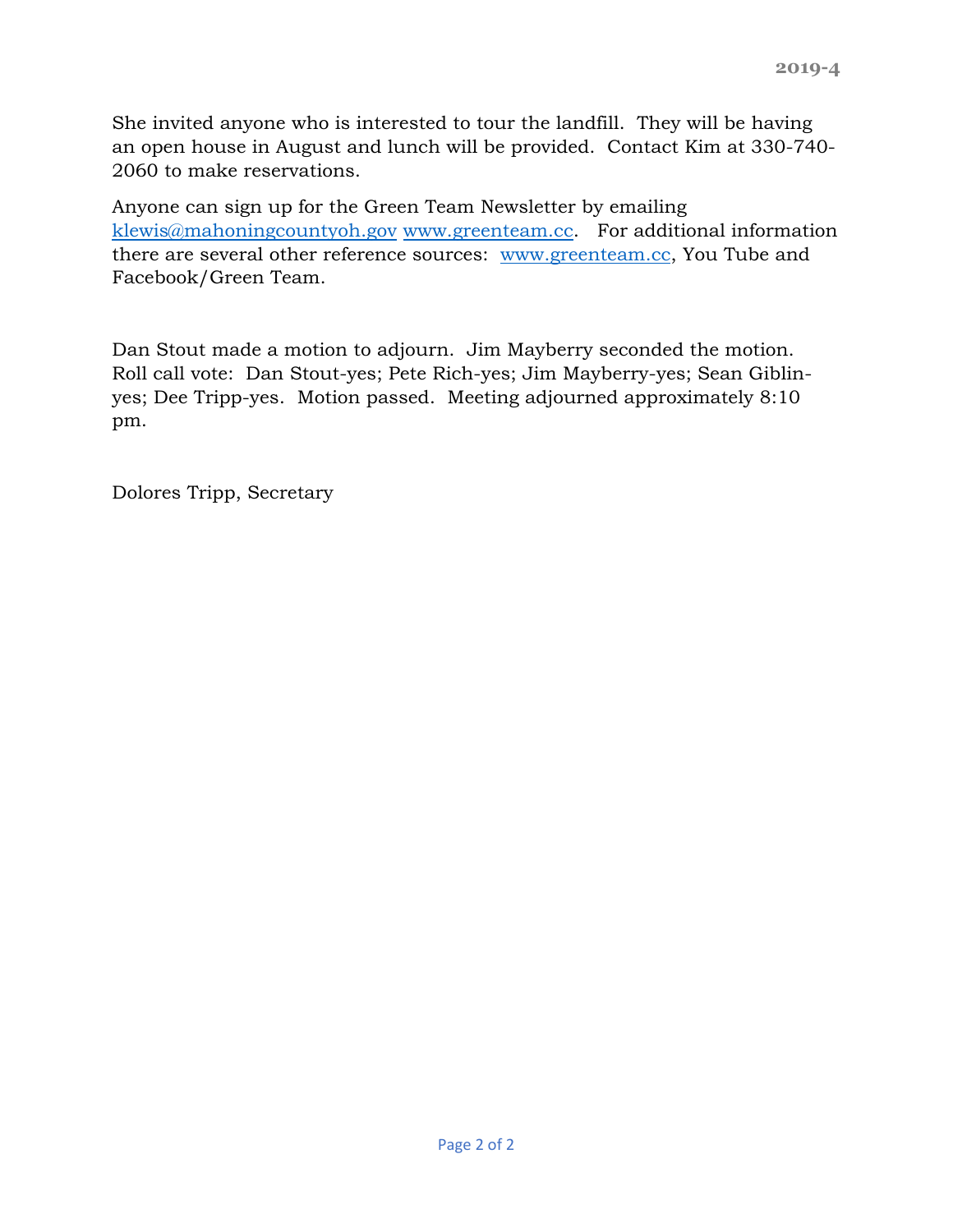She invited anyone who is interested to tour the landfill. They will be having an open house in August and lunch will be provided. Contact Kim at 330-740-2060 to make reservations.

Anyone can sign up for the Green Team Newsletter by emailing klewis@mahoningcountyoh.gov www.greenteam.cc. For additional information there are several other reference sources: www.greenteam.cc, You Tube and Facebook/Green Team.

Dan Stout made a motion to adjourn. Jim Mayberry seconded the motion. Roll call vote: Dan Stout-yes; Pete Rich-yes; Jim Mayberry-yes; Sean Giblin-yes; Dee Tripp-yes. Motion passed. Meeting adjourned approximately 8:10 pm.

Dolores Tripp, Secretary